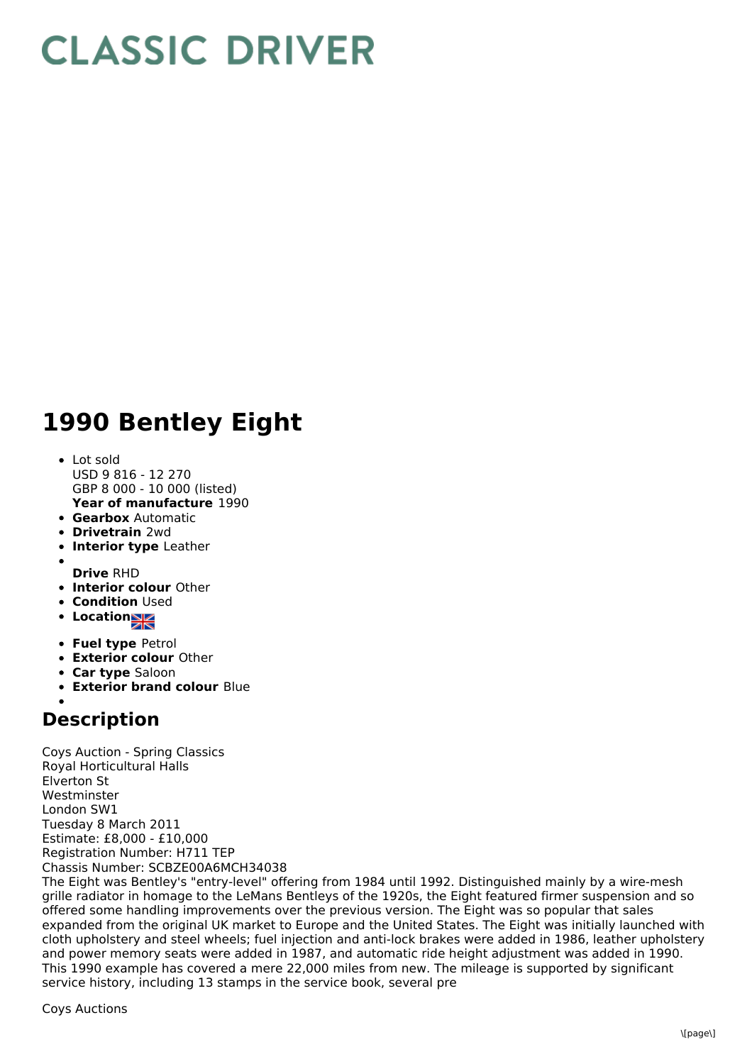# CLASSIC DRIVER

# 1990 Bentley Eight

- Lot sold
  USD 9 816 - 12 270
  GBP 8 000 - 10 000 (listed)
  **Year of manufacture** 1990
- **Gearbox** Automatic
- **Drivetrain** 2wd
- **Interior type** Leather
- **Drive** RHD
- **Interior colour** Other
- **Condition** Used
- **Location**
- **Fuel type** Petrol
- **Exterior colour** Other
- **Car type** Saloon
- **Exterior brand colour** Blue

## Description

Coys Auction - Spring Classics
Royal Horticultural Halls
Elverton St
Westminster
London SW1
Tuesday 8 March 2011
Estimate: £8,000 - £10,000
Registration Number: H711 TEP
Chassis Number: SCBZE00A6MCH34038
The Eight was Bentley's "entry-level" offering from 1984 until 1992. Distinguished mainly by a wire-mesh grille radiator in homage to the LeMans Bentleys of the 1920s, the Eight featured firmer suspension and so offered some handling improvements over the previous version. The Eight was so popular that sales expanded from the original UK market to Europe and the United States. The Eight was initially launched with cloth upholstery and steel wheels; fuel injection and anti-lock brakes were added in 1986, leather upholstery and power memory seats were added in 1987, and automatic ride height adjustment was added in 1990. This 1990 example has covered a mere 22,000 miles from new. The mileage is supported by significant service history, including 13 stamps in the service book, several pre

Coys Auctions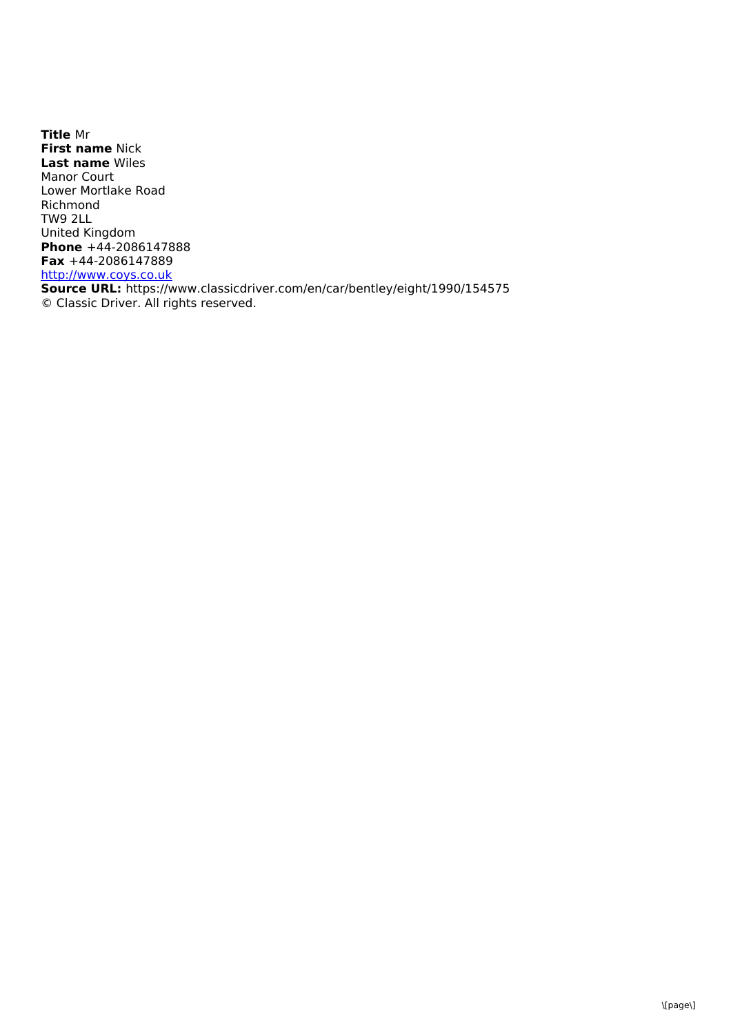**Title** Mr
**First name** Nick
**Last name** Wiles
Manor Court
Lower Mortlake Road
Richmond
TW9 2LL
United Kingdom
**Phone** +44-2086147888
**Fax** +44-2086147889
[http://www.coys.co.uk](http://www.coys.co.uk)
**Source URL:** https://www.classicdriver.com/en/car/bentley/eight/1990/154575
© Classic Driver. All rights reserved.